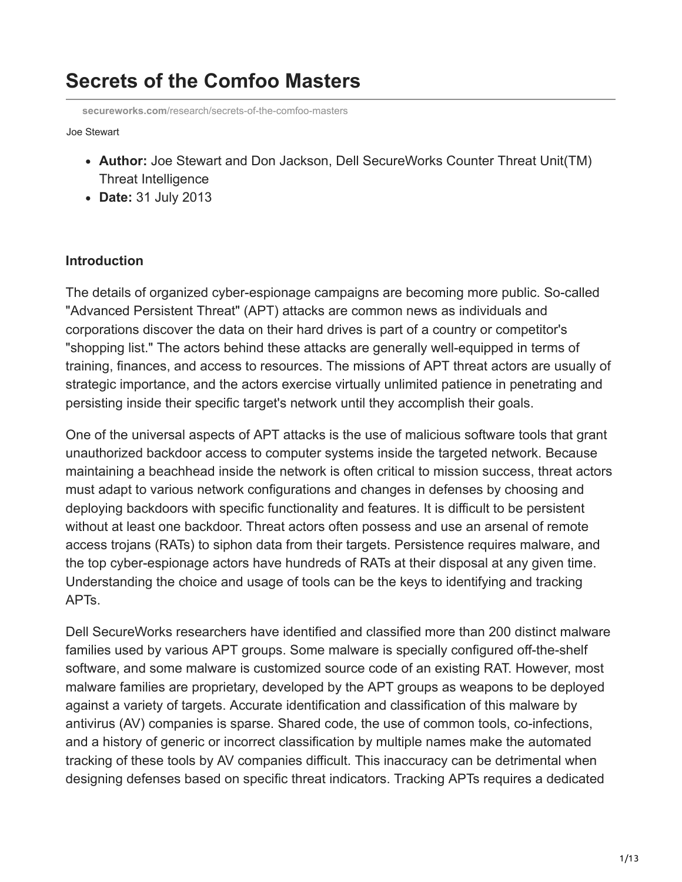# Secrets of the Comfoo Masters

**secureworks.com**/research/secrets-of-the-comfoo-masters

Joe Stewart

- **Author:** Joe Stewart and Don Jackson, Dell SecureWorks Counter Threat Unit(TM) Threat Intelligence
- **Date:** 31 July 2013

### Introduction

The details of organized cyber-espionage campaigns are becoming more public. So-called "Advanced Persistent Threat" (APT) attacks are common news as individuals and corporations discover the data on their hard drives is part of a country or competitor's "shopping list." The actors behind these attacks are generally well-equipped in terms of training, finances, and access to resources. The missions of APT threat actors are usually of strategic importance, and the actors exercise virtually unlimited patience in penetrating and persisting inside their specific target's network until they accomplish their goals.

One of the universal aspects of APT attacks is the use of malicious software tools that grant unauthorized backdoor access to computer systems inside the targeted network. Because maintaining a beachhead inside the network is often critical to mission success, threat actors must adapt to various network configurations and changes in defenses by choosing and deploying backdoors with specific functionality and features. It is difficult to be persistent without at least one backdoor. Threat actors often possess and use an arsenal of remote access trojans (RATs) to siphon data from their targets. Persistence requires malware, and the top cyber-espionage actors have hundreds of RATs at their disposal at any given time. Understanding the choice and usage of tools can be the keys to identifying and tracking APTs.

Dell SecureWorks researchers have identified and classified more than 200 distinct malware families used by various APT groups. Some malware is specially configured off-the-shelf software, and some malware is customized source code of an existing RAT. However, most malware families are proprietary, developed by the APT groups as weapons to be deployed against a variety of targets. Accurate identification and classification of this malware by antivirus (AV) companies is sparse. Shared code, the use of common tools, co-infections, and a history of generic or incorrect classification by multiple names make the automated tracking of these tools by AV companies difficult. This inaccuracy can be detrimental when designing defenses based on specific threat indicators. Tracking APTs requires a dedicated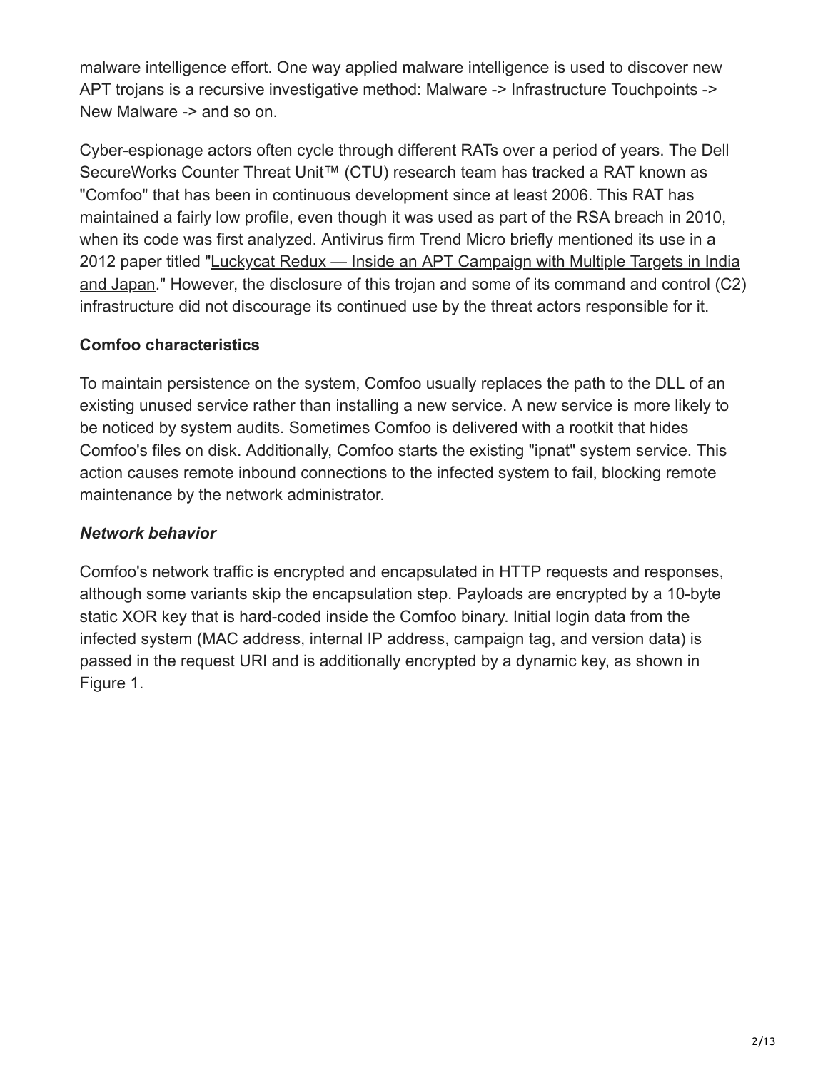malware intelligence effort. One way applied malware intelligence is used to discover new APT trojans is a recursive investigative method: Malware -> Infrastructure Touchpoints -> New Malware -> and so on.

Cyber-espionage actors often cycle through different RATs over a period of years. The Dell SecureWorks Counter Threat Unit™ (CTU) research team has tracked a RAT known as "Comfoo" that has been in continuous development since at least 2006. This RAT has maintained a fairly low profile, even though it was used as part of the RSA breach in 2010, when its code was first analyzed. Antivirus firm Trend Micro briefly mentioned its use in a 2012 paper titled "Luckycat Redux — Inside an APT Campaign with Multiple Targets in India and Japan." However, the disclosure of this trojan and some of its command and control (C2) infrastructure did not discourage its continued use by the threat actors responsible for it.

### Comfoo characteristics

To maintain persistence on the system, Comfoo usually replaces the path to the DLL of an existing unused service rather than installing a new service. A new service is more likely to be noticed by system audits. Sometimes Comfoo is delivered with a rootkit that hides Comfoo's files on disk. Additionally, Comfoo starts the existing "ipnat" system service. This action causes remote inbound connections to the infected system to fail, blocking remote maintenance by the network administrator.

#### *Network behavior*

Comfoo's network traffic is encrypted and encapsulated in HTTP requests and responses, although some variants skip the encapsulation step. Payloads are encrypted by a 10-byte static XOR key that is hard-coded inside the Comfoo binary. Initial login data from the infected system (MAC address, internal IP address, campaign tag, and version data) is passed in the request URI and is additionally encrypted by a dynamic key, as shown in Figure 1.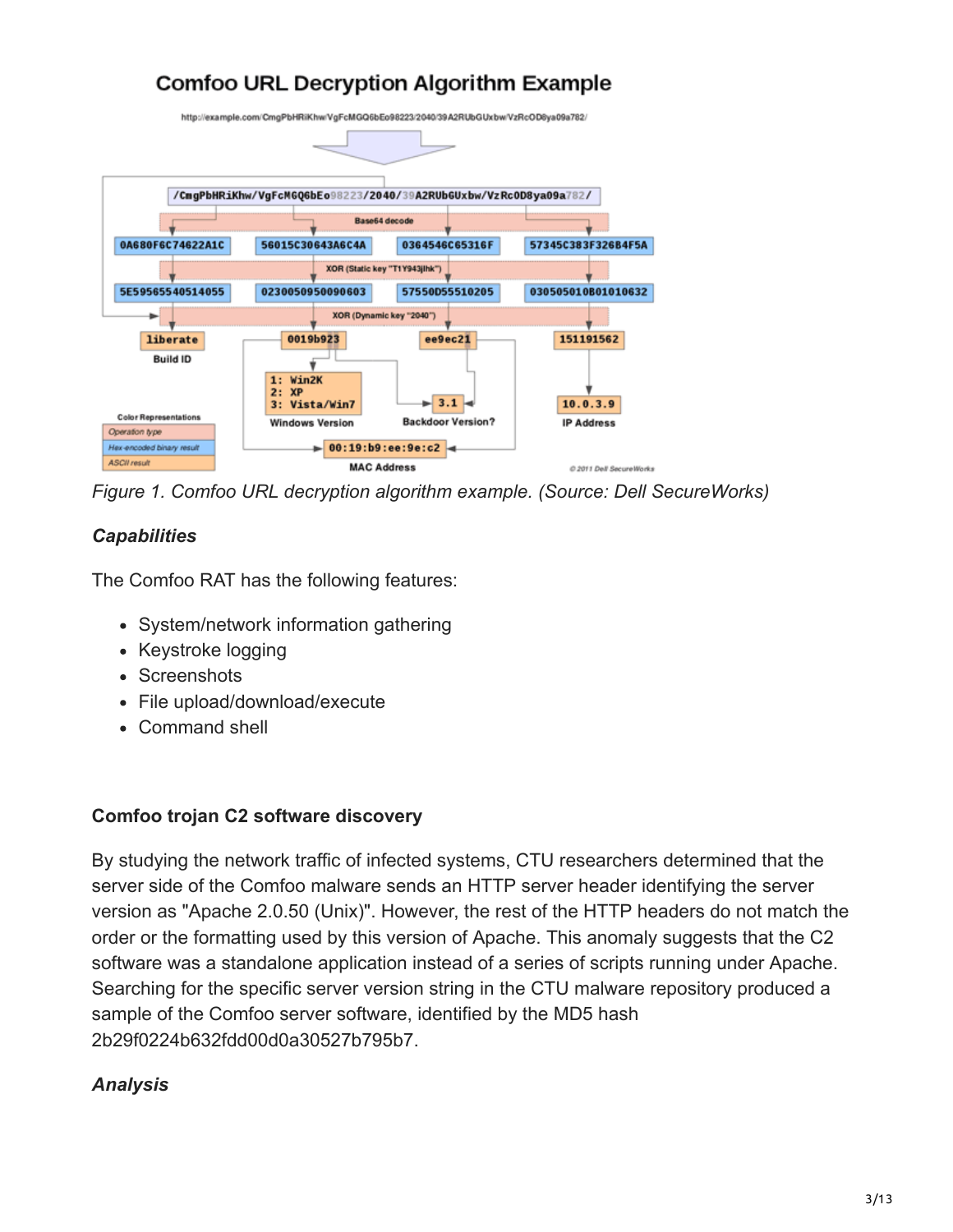Comfoo URL Decryption Algorithm Example

Figure 1. Comfoo URL decryption algorithm example. (Source: Dell SecureWorks)

### *Capabilities*

The Comfoo RAT has the following features:

- System/network information gathering
- Keystroke logging
- Screenshots
- File upload/download/execute
- Command shell

### Comfoo trojan C2 software discovery

By studying the network traffic of infected systems, CTU researchers determined that the server side of the Comfoo malware sends an HTTP server header identifying the server version as "Apache 2.0.50 (Unix)". However, the rest of the HTTP headers do not match the order or the formatting used by this version of Apache. This anomaly suggests that the C2 software was a standalone application instead of a series of scripts running under Apache. Searching for the specific server version string in the CTU malware repository produced a sample of the Comfoo server software, identified by the MD5 hash 2b29f0224b632fdd00d0a30527b795b7.

### *Analysis*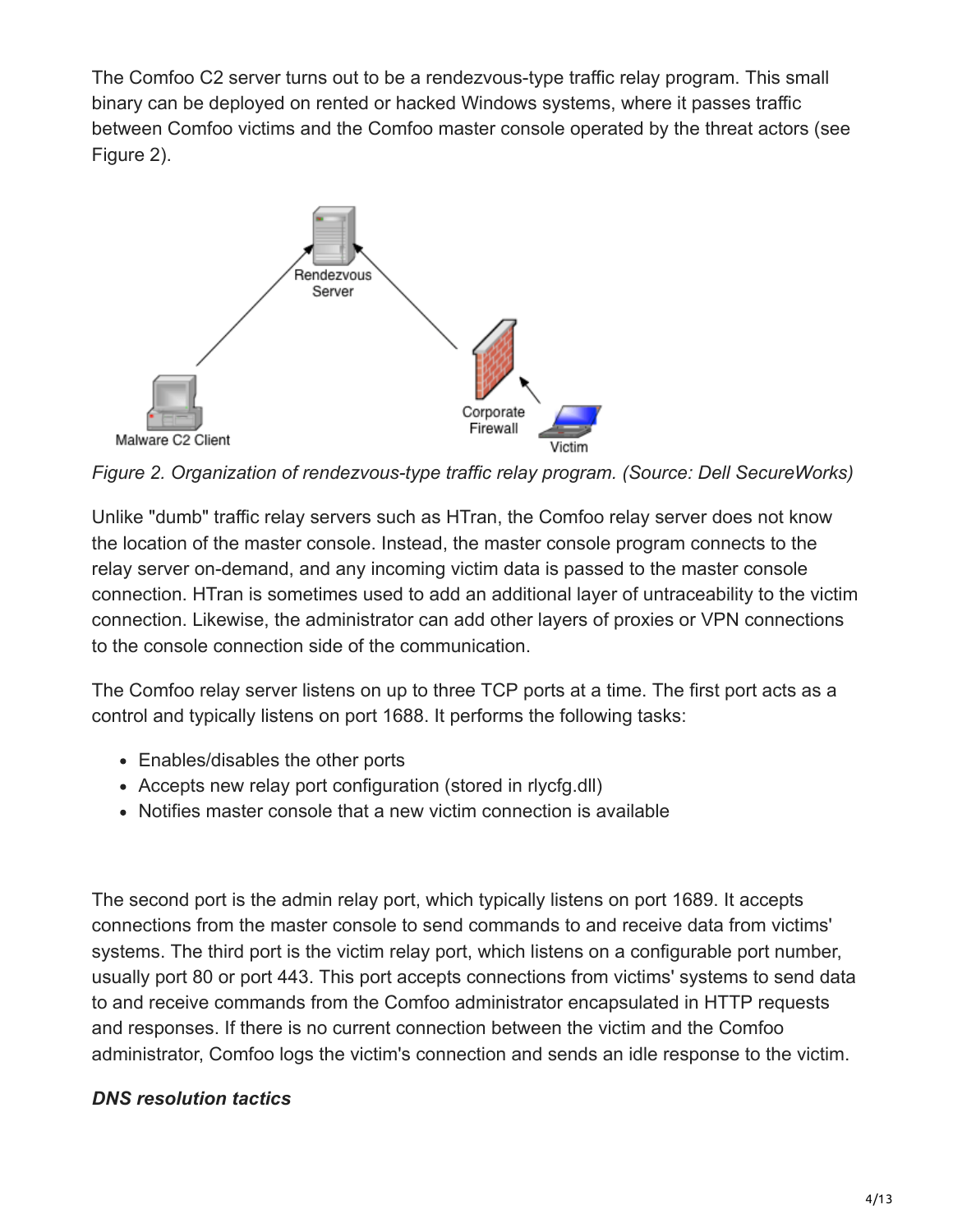The Comfoo C2 server turns out to be a rendezvous-type traffic relay program. This small binary can be deployed on rented or hacked Windows systems, where it passes traffic between Comfoo victims and the Comfoo master console operated by the threat actors (see Figure 2).

*Figure 2. Organization of rendezvous-type traffic relay program. (Source: Dell SecureWorks)*

Unlike "dumb" traffic relay servers such as HTran, the Comfoo relay server does not know the location of the master console. Instead, the master console program connects to the relay server on-demand, and any incoming victim data is passed to the master console connection. HTran is sometimes used to add an additional layer of untraceability to the victim connection. Likewise, the administrator can add other layers of proxies or VPN connections to the console connection side of the communication.

The Comfoo relay server listens on up to three TCP ports at a time. The first port acts as a control and typically listens on port 1688. It performs the following tasks:

- Enables/disables the other ports
- Accepts new relay port configuration (stored in rlycfg.dll)
- Notifies master console that a new victim connection is available

The second port is the admin relay port, which typically listens on port 1689. It accepts connections from the master console to send commands to and receive data from victims' systems. The third port is the victim relay port, which listens on a configurable port number, usually port 80 or port 443. This port accepts connections from victims' systems to send data to and receive commands from the Comfoo administrator encapsulated in HTTP requests and responses. If there is no current connection between the victim and the Comfoo administrator, Comfoo logs the victim's connection and sends an idle response to the victim.

***DNS resolution tactics***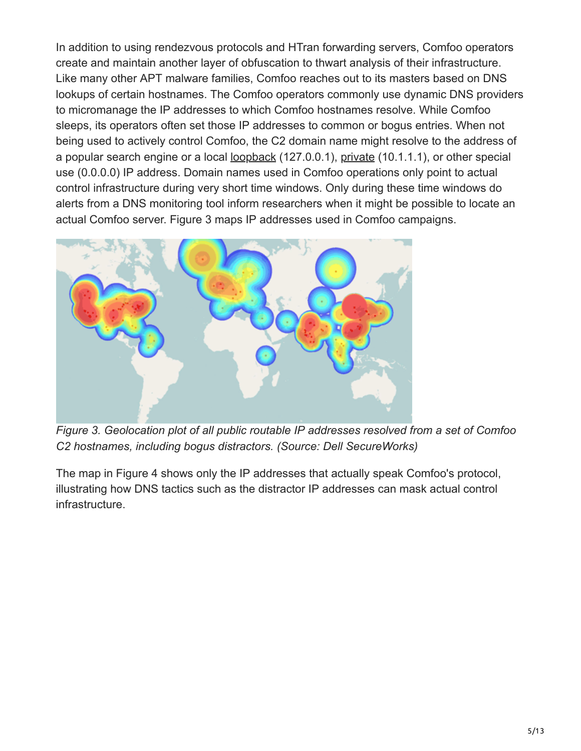In addition to using rendezvous protocols and HTran forwarding servers, Comfoo operators create and maintain another layer of obfuscation to thwart analysis of their infrastructure. Like many other APT malware families, Comfoo reaches out to its masters based on DNS lookups of certain hostnames. The Comfoo operators commonly use dynamic DNS providers to micromanage the IP addresses to which Comfoo hostnames resolve. While Comfoo sleeps, its operators often set those IP addresses to common or bogus entries. When not being used to actively control Comfoo, the C2 domain name might resolve to the address of a popular search engine or a local loopback (127.0.0.1), private (10.1.1.1), or other special use (0.0.0.0) IP address. Domain names used in Comfoo operations only point to actual control infrastructure during very short time windows. Only during these time windows do alerts from a DNS monitoring tool inform researchers when it might be possible to locate an actual Comfoo server. Figure 3 maps IP addresses used in Comfoo campaigns.

*Figure 3. Geolocation plot of all public routable IP addresses resolved from a set of Comfoo C2 hostnames, including bogus distractors. (Source: Dell SecureWorks)*

The map in Figure 4 shows only the IP addresses that actually speak Comfoo's protocol, illustrating how DNS tactics such as the distractor IP addresses can mask actual control infrastructure.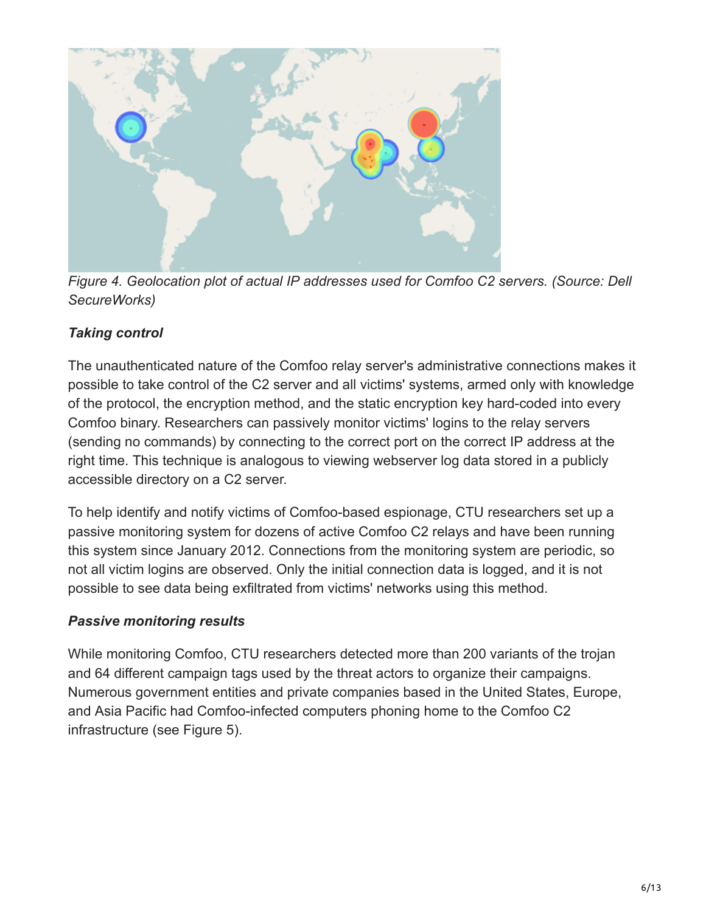*Figure 4. Geolocation plot of actual IP addresses used for Comfoo C2 servers. (Source: Dell SecureWorks)*

### *Taking control*

The unauthenticated nature of the Comfoo relay server's administrative connections makes it possible to take control of the C2 server and all victims' systems, armed only with knowledge of the protocol, the encryption method, and the static encryption key hard-coded into every Comfoo binary. Researchers can passively monitor victims' logins to the relay servers (sending no commands) by connecting to the correct port on the correct IP address at the right time. This technique is analogous to viewing webserver log data stored in a publicly accessible directory on a C2 server.

To help identify and notify victims of Comfoo-based espionage, CTU researchers set up a passive monitoring system for dozens of active Comfoo C2 relays and have been running this system since January 2012. Connections from the monitoring system are periodic, so not all victim logins are observed. Only the initial connection data is logged, and it is not possible to see data being exfiltrated from victims' networks using this method.

### *Passive monitoring results*

While monitoring Comfoo, CTU researchers detected more than 200 variants of the trojan and 64 different campaign tags used by the threat actors to organize their campaigns. Numerous government entities and private companies based in the United States, Europe, and Asia Pacific had Comfoo-infected computers phoning home to the Comfoo C2 infrastructure (see Figure 5).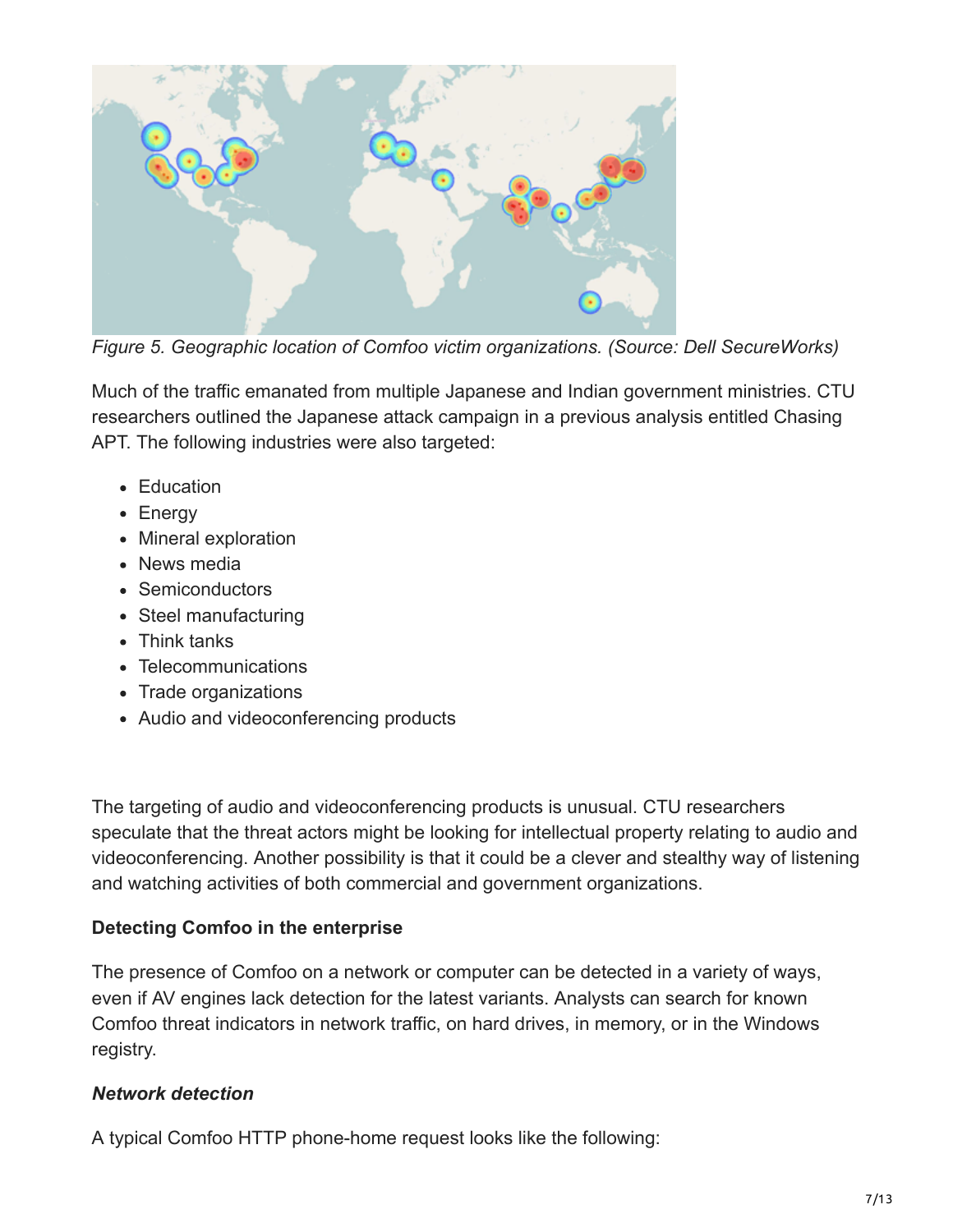*Figure 5. Geographic location of Comfoo victim organizations. (Source: Dell SecureWorks)*

Much of the traffic emanated from multiple Japanese and Indian government ministries. CTU researchers outlined the Japanese attack campaign in a previous analysis entitled Chasing APT. The following industries were also targeted:

- Education
- Energy
- Mineral exploration
- News media
- Semiconductors
- Steel manufacturing
- Think tanks
- Telecommunications
- Trade organizations
- Audio and videoconferencing products

The targeting of audio and videoconferencing products is unusual. CTU researchers speculate that the threat actors might be looking for intellectual property relating to audio and videoconferencing. Another possibility is that it could be a clever and stealthy way of listening and watching activities of both commercial and government organizations.

**Detecting Comfoo in the enterprise**

The presence of Comfoo on a network or computer can be detected in a variety of ways, even if AV engines lack detection for the latest variants. Analysts can search for known Comfoo threat indicators in network traffic, on hard drives, in memory, or in the Windows registry.

***Network detection***

A typical Comfoo HTTP phone-home request looks like the following: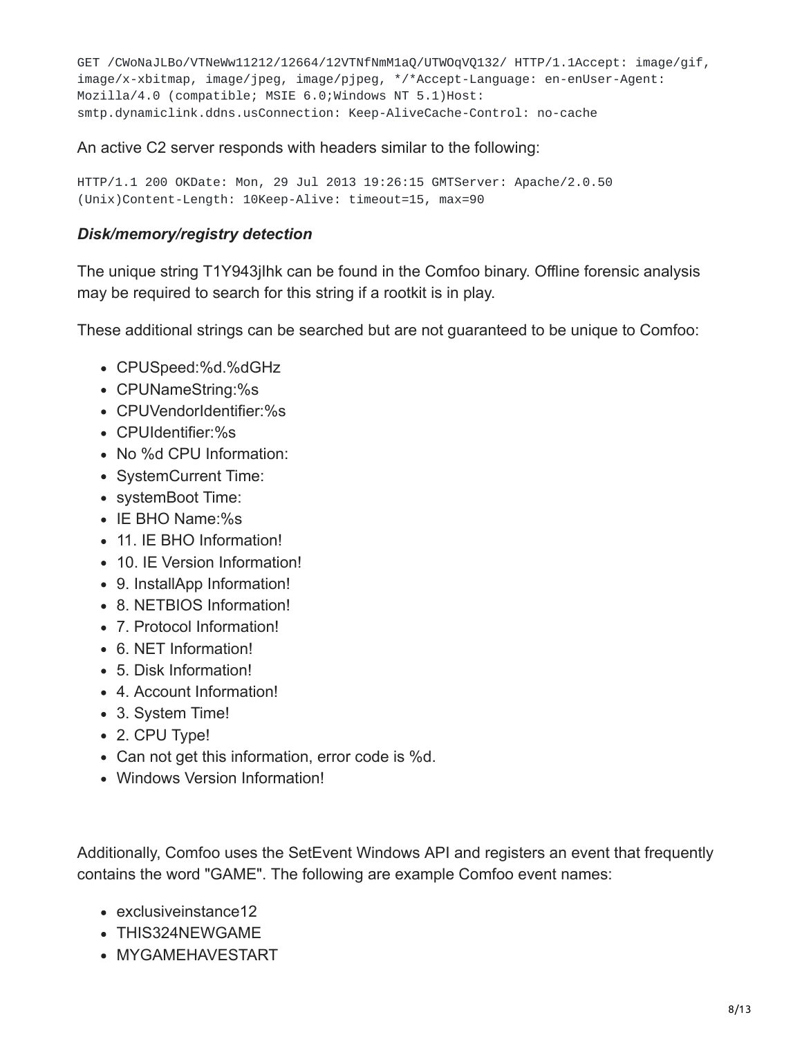```
GET /CWoNaJLBo/VTNeWw11212/12664/12VTNfNmM1aQ/UTWOqVQ132/ HTTP/1.1Accept: image/gif,
image/x-xbitmap, image/jpeg, image/pjpeg, */*Accept-Language: en-enUser-Agent:
Mozilla/4.0 (compatible; MSIE 6.0;Windows NT 5.1)Host:
smtp.dynamiclink.ddns.usConnection: Keep-AliveCache-Control: no-cache
```

An active C2 server responds with headers similar to the following:

```
HTTP/1.1 200 OKDate: Mon, 29 Jul 2013 19:26:15 GMTServer: Apache/2.0.50
(Unix)Content-Length: 10Keep-Alive: timeout=15, max=90
```

***Disk/memory/registry detection***

The unique string T1Y943jIhk can be found in the Comfoo binary. Offline forensic analysis may be required to search for this string if a rootkit is in play.

These additional strings can be searched but are not guaranteed to be unique to Comfoo:

- CPUSpeed:%d.%dGHz
- CPUNameString:%s
- CPUVendorIdentifier:%s
- CPUIdentifier:%s
- No %d CPU Information:
- SystemCurrent Time:
- systemBoot Time:
- IE BHO Name:%s
- 11. IE BHO Information!
- 10. IE Version Information!
- 9. InstallApp Information!
- 8. NETBIOS Information!
- 7. Protocol Information!
- 6. NET Information!
- 5. Disk Information!
- 4. Account Information!
- 3. System Time!
- 2. CPU Type!
- Can not get this information, error code is %d.
- Windows Version Information!

Additionally, Comfoo uses the SetEvent Windows API and registers an event that frequently contains the word "GAME". The following are example Comfoo event names:

- exclusiveinstance12
- THIS324NEWGAME
- MYGAMEHAVESTART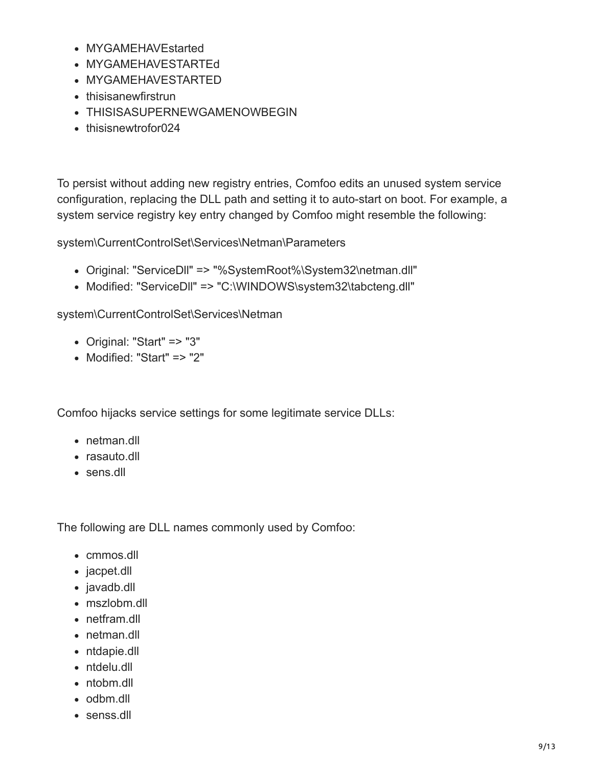- MYGAMEHAVEstarted
- MYGAMEHAVESTARTEd
- MYGAMEHAVESTARTED
- thisisanewfirstrun
- THISISASUPERNEWGAMENOWBEGIN
- thisisnewtrofor024

To persist without adding new registry entries, Comfoo edits an unused system service configuration, replacing the DLL path and setting it to auto-start on boot. For example, a system service registry key entry changed by Comfoo might resemble the following:

system\CurrentControlSet\Services\Netman\Parameters

- Original: "ServiceDll" => "%SystemRoot%\System32\netman.dll"
- Modified: "ServiceDll" => "C:\WINDOWS\system32\tabcteng.dll"

system\CurrentControlSet\Services\Netman

- Original: "Start" => "3"
- Modified: "Start" => "2"

Comfoo hijacks service settings for some legitimate service DLLs:

- netman.dll
- rasauto.dll
- sens.dll

The following are DLL names commonly used by Comfoo:

- cmmos.dll
- jacpet.dll
- javadb.dll
- mszlobm.dll
- netfram.dll
- netman.dll
- ntdapie.dll
- ntdelu.dll
- ntobm.dll
- odbm.dll
- senss.dll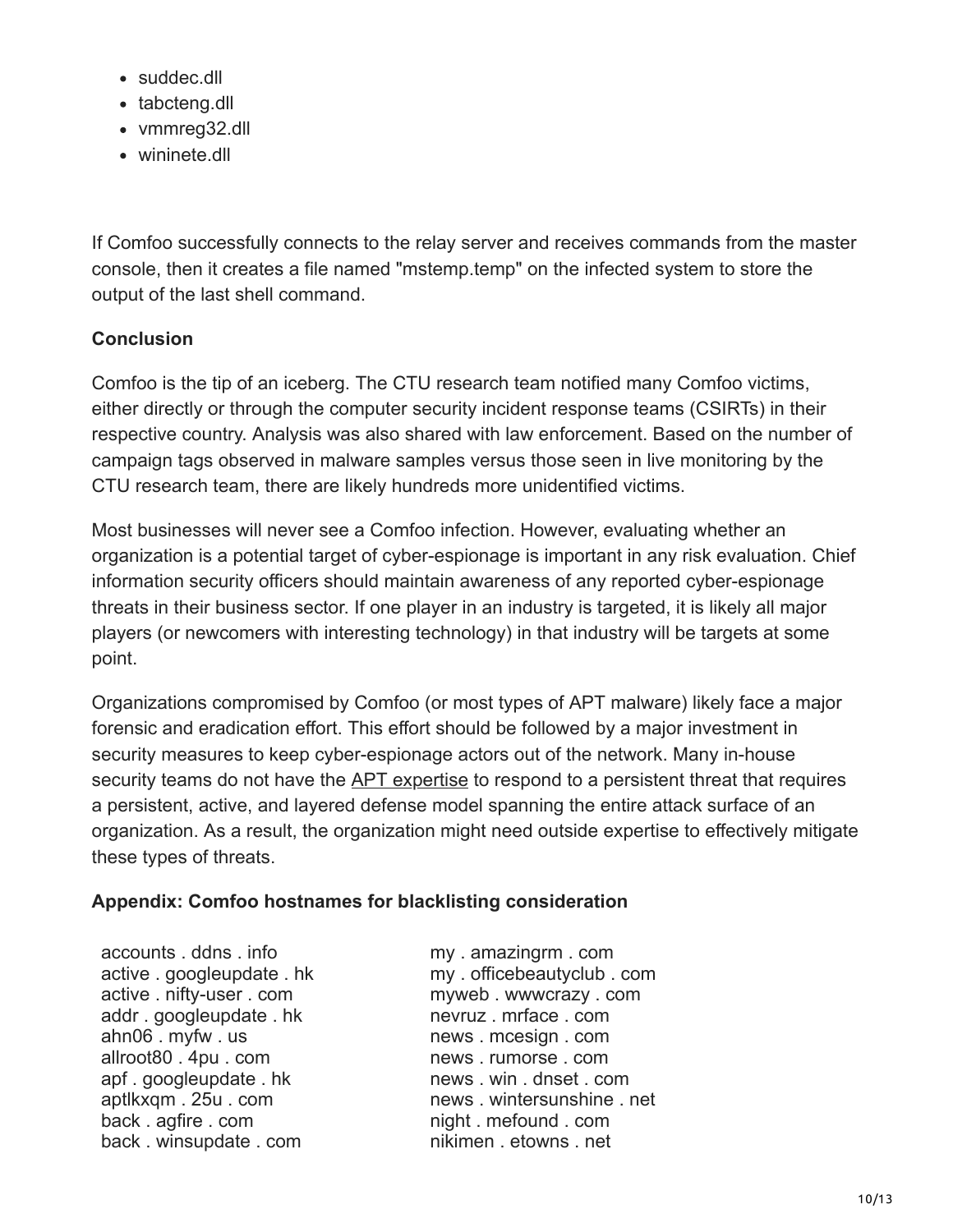- suddec.dll
- tabcteng.dll
- vmmreg32.dll
- wininete.dll

If Comfoo successfully connects to the relay server and receives commands from the master console, then it creates a file named "mstemp.temp" on the infected system to store the output of the last shell command.

**Conclusion**

Comfoo is the tip of an iceberg. The CTU research team notified many Comfoo victims, either directly or through the computer security incident response teams (CSIRTs) in their respective country. Analysis was also shared with law enforcement. Based on the number of campaign tags observed in malware samples versus those seen in live monitoring by the CTU research team, there are likely hundreds more unidentified victims.

Most businesses will never see a Comfoo infection. However, evaluating whether an organization is a potential target of cyber-espionage is important in any risk evaluation. Chief information security officers should maintain awareness of any reported cyber-espionage threats in their business sector. If one player in an industry is targeted, it is likely all major players (or newcomers with interesting technology) in that industry will be targets at some point.

Organizations compromised by Comfoo (or most types of APT malware) likely face a major forensic and eradication effort. This effort should be followed by a major investment in security measures to keep cyber-espionage actors out of the network. Many in-house security teams do not have the APT expertise to respond to a persistent threat that requires a persistent, active, and layered defense model spanning the entire attack surface of an organization. As a result, the organization might need outside expertise to effectively mitigate these types of threats.

**Appendix: Comfoo hostnames for blacklisting consideration**

accounts . ddns . info
active . googleupdate . hk
active . nifty-user . com
addr . googleupdate . hk
ahn06 . myfw . us
allroot80 . 4pu . com
apf . googleupdate . hk
aptlkxqm . 25u . com
back . agfire . com
back . winsupdate . com
my . amazingrm . com
my . officebeautyclub . com
myweb . wwwcrazy . com
nevruz . mrface . com
news . mcesign . com
news . rumorse . com
news . win . dnset . com
news . wintersunshine . net
night . mefound . com
nikimen . etowns . net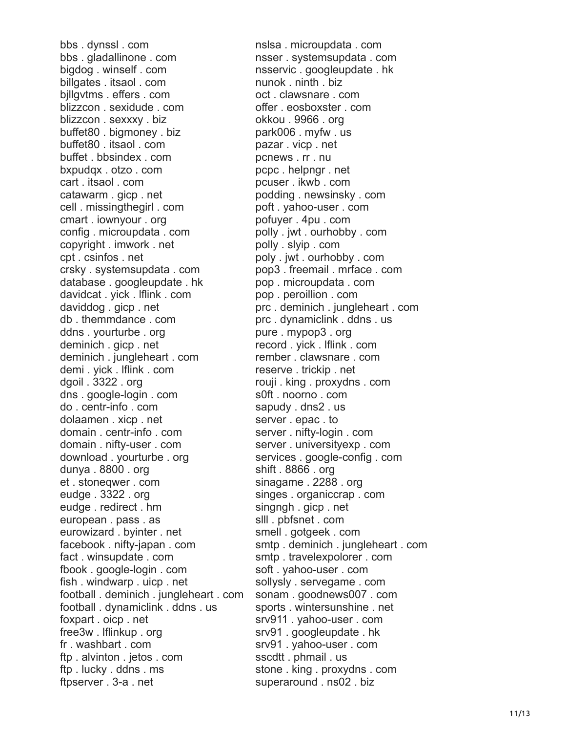bbs . dynssl . com
bbs . gladallinone . com
bigdog . winself . com
billgates . itsaol . com
bjllgvtms . effers . com
blizzcon . sexidude . com
blizzcon . sexxxy . biz
buffet80 . bigmoney . biz
buffet80 . itsaol . com
buffet . bbsindex . com
bxpudqx . otzo . com
cart . itsaol . com
catawarm . gicp . net
cell . missingthegirl . com
cmart . iownyour . org
config . microupdata . com
copyright . imwork . net
cpt . csinfos . net
crsky . systemsupdata . com
database . googleupdate . hk
davidcat . yick . lflink . com
daviddog . gicp . net
db . themmdance . com
ddns . yourturbe . org
deminich . gicp . net
deminich . jungleheart . com
demi . yick . lflink . com
dgoil . 3322 . org
dns . google-login . com
do . centr-info . com
dolaamen . xicp . net
domain . centr-info . com
domain . nifty-user . com
download . yourturbe . org
dunya . 8800 . org
et . stoneqwer . com
eudge . 3322 . org
eudge . redirect . hm
european . pass . as
eurowizard . byinter . net
facebook . nifty-japan . com
fact . winsupdate . com
fbook . google-login . com
fish . windwarp . uicp . net
football . deminich . jungleheart . com
football . dynamiclink . ddns . us
foxpart . oicp . net
free3w . lflinkup . org
fr . washbart . com
ftp . alvinton . jetos . com
ftp . lucky . ddns . ms
ftpserver . 3-a . net
nslsa . microupdata . com
nsser . systemsupdata . com
nsservic . googleupdate . hk
nunok . ninth . biz
oct . clawsnare . com
offer . eosboxster . com
okkou . 9966 . org
park006 . myfw . us
pazar . vicp . net
pcnews . rr . nu
pcpc . helpngr . net
pcuser . ikwb . com
podding . newsinsky . com
poft . yahoo-user . com
pofuyer . 4pu . com
polly . jwt . ourhobby . com
polly . slyip . com
poly . jwt . ourhobby . com
pop3 . freemail . mrface . com
pop . microupdata . com
pop . peroillion . com
prc . deminich . jungleheart . com
prc . dynamiclink . ddns . us
pure . mypop3 . org
record . yick . lflink . com
rember . clawsnare . com
reserve . trickip . net
rouji . king . proxydns . com
s0ft . noorno . com
sapudy . dns2 . us
server . epac . to
server . nifty-login . com
server . universityexp . com
services . google-config . com
shift . 8866 . org
sinagame . 2288 . org
singes . organiccrap . com
singngh . gicp . net
slll . pbfsnet . com
smell . gotgeek . com
smtp . deminich . jungleheart . com
smtp . travelexpolorer . com
soft . yahoo-user . com
sollysly . servegame . com
sonam . goodnews007 . com
sports . wintersunshine . net
srv911 . yahoo-user . com
srv91 . googleupdate . hk
srv91 . yahoo-user . com
sscdtt . phmail . us
stone . king . proxydns . com
superaround . ns02 . biz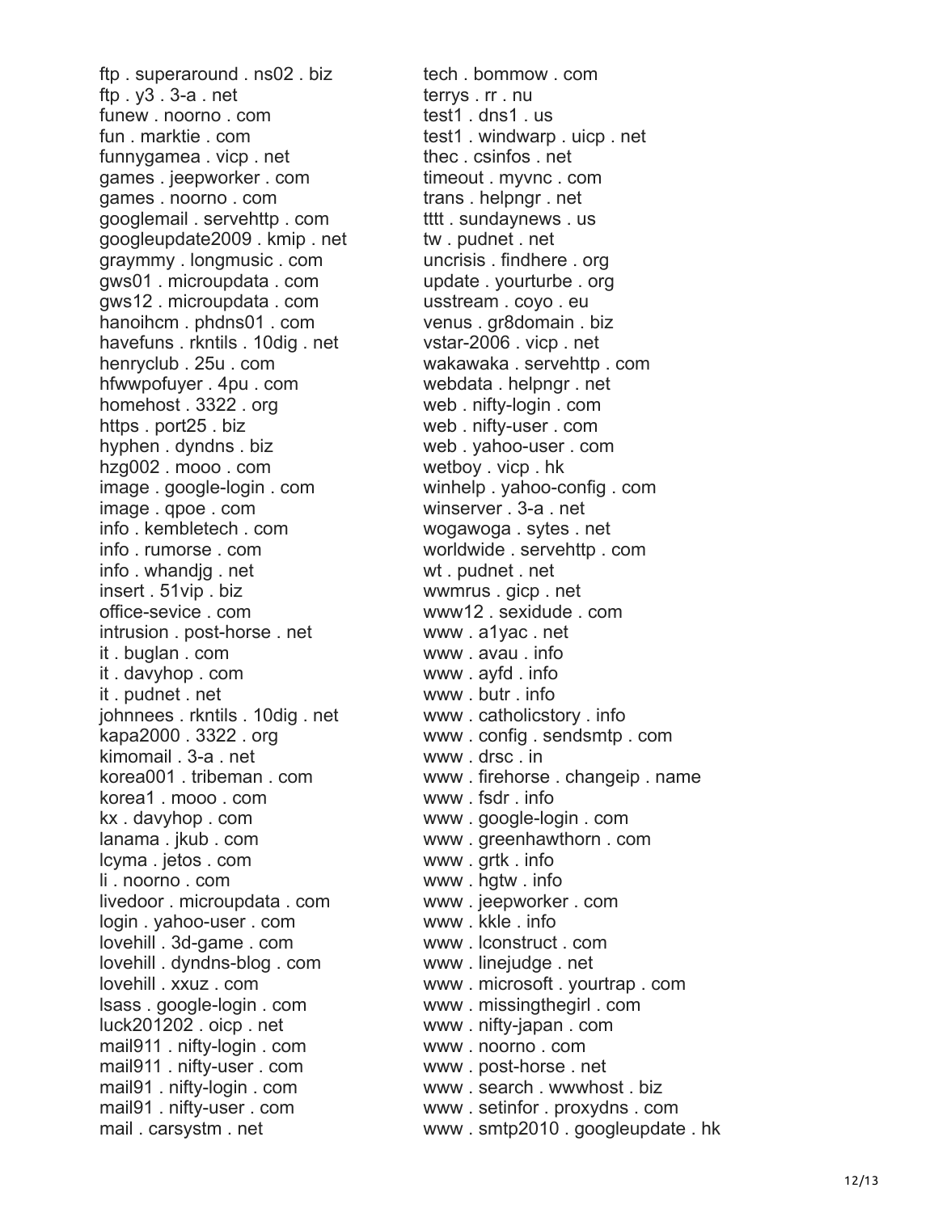ftp . superaround . ns02 . biz
ftp . y3 . 3-a . net
funew . noorno . com
fun . marktie . com
funnygamea . vicp . net
games . jeepworker . com
games . noorno . com
googlemail . servehttp . com
googleupdate2009 . kmip . net
graymmy . longmusic . com
gws01 . microupdata . com
gws12 . microupdata . com
hanoihcm . phdns01 . com
havefuns . rkntils . 10dig . net
henryclub . 25u . com
hfwwpofuyer . 4pu . com
homehost . 3322 . org
https . port25 . biz
hyphen . dyndns . biz
hzg002 . mooo . com
image . google-login . com
image . qpoe . com
info . kembletech . com
info . rumorse . com
info . whandjg . net
insert . 51vip . biz
office-sevice . com
intrusion . post-horse . net
it . buglan . com
it . davyhop . com
it . pudnet . net
johnnees . rkntils . 10dig . net
kapa2000 . 3322 . org
kimomail . 3-a . net
korea001 . tribeman . com
korea1 . mooo . com
kx . davyhop . com
lanama . jkub . com
lcyma . jetos . com
li . noorno . com
livedoor . microupdata . com
login . yahoo-user . com
lovehill . 3d-game . com
lovehill . dyndns-blog . com
lovehill . xxuz . com
lsass . google-login . com
luck201202 . oicp . net
mail911 . nifty-login . com
mail911 . nifty-user . com
mail91 . nifty-login . com
mail91 . nifty-user . com
mail . carsystm . net
tech . bommow . com
terrys . rr . nu
test1 . dns1 . us
test1 . windwarp . uicp . net
thec . csinfos . net
timeout . myvnc . com
trans . helpngr . net
tttt . sundaynews . us
tw . pudnet . net
uncrisis . findhere . org
update . yourturbe . org
usstream . coyo . eu
venus . gr8domain . biz
vstar-2006 . vicp . net
wakawaka . servehttp . com
webdata . helpngr . net
web . nifty-login . com
web . nifty-user . com
web . yahoo-user . com
wetboy . vicp . hk
winhelp . yahoo-config . com
winserver . 3-a . net
wogawoga . sytes . net
worldwide . servehttp . com
wt . pudnet . net
wwmrus . gicp . net
www12 . sexidude . com
www . a1yac . net
www . avau . info
www . ayfd . info
www . butr . info
www . catholicstory . info
www . config . sendsmtp . com
www . drsc . in
www . firehorse . changeip . name
www . fsdr . info
www . google-login . com
www . greenhawthorn . com
www . grtk . info
www . hgtw . info
www . jeepworker . com
www . kkle . info
www . lconstruct . com
www . linejudge . net
www . microsoft . yourtrap . com
www . missingthegirl . com
www . nifty-japan . com
www . noorno . com
www . post-horse . net
www . search . wwwhost . biz
www . setinfor . proxydns . com
www . smtp2010 . googleupdate . hk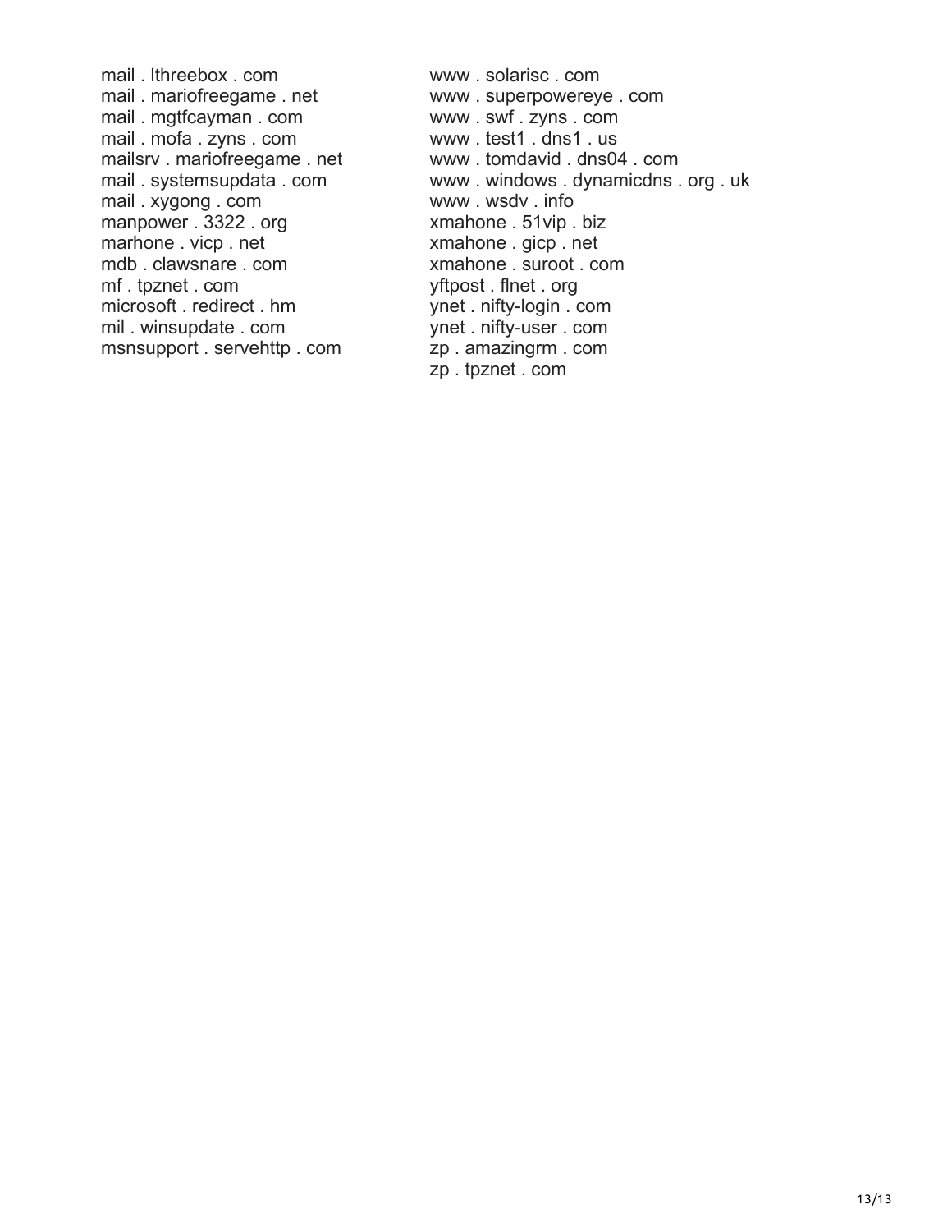mail . lthreebox . com
mail . mariofreegame . net
mail . mgtfcayman . com
mail . mofa . zyns . com
mailsrv . mariofreegame . net
mail . systemsupdata . com
mail . xygong . com
manpower . 3322 . org
marhone . vicp . net
mdb . clawsnare . com
mf . tpznet . com
microsoft . redirect . hm
mil . winsupdate . com
msnsupport . servehttp . com
www . solarisc . com
www . superpowereye . com
www . swf . zyns . com
www . test1 . dns1 . us
www . tomdavid . dns04 . com
www . windows . dynamicdns . org . uk
www . wsdv . info
xmahone . 51vip . biz
xmahone . gicp . net
xmahone . suroot . com
yftpost . flnet . org
ynet . nifty-login . com
ynet . nifty-user . com
zp . amazingrm . com
zp . tpznet . com